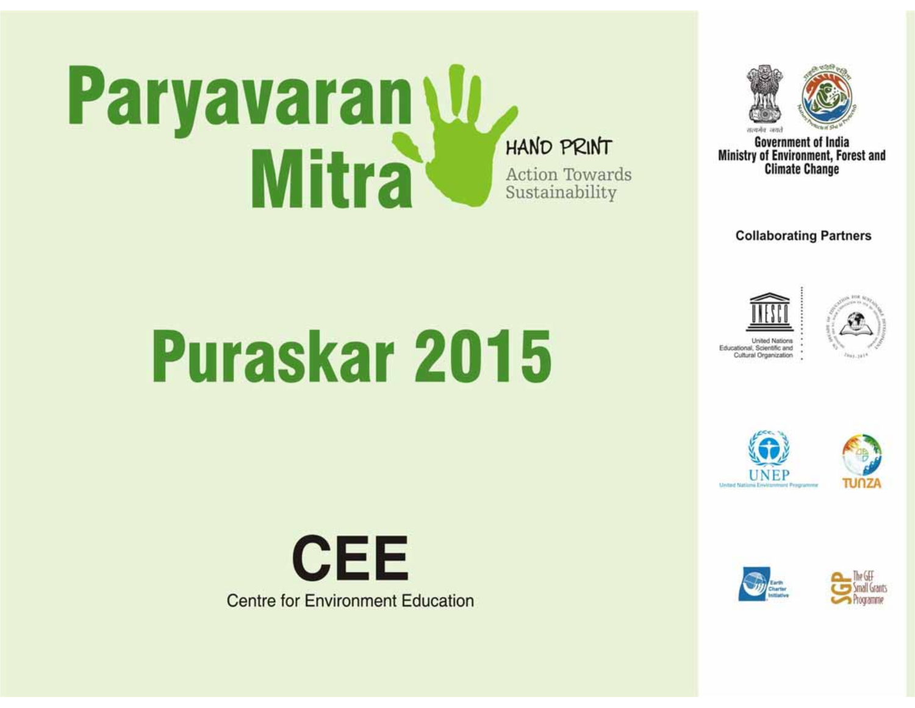# Paryavaran Mitra

HAND PRINT

Action Towards Sustainability

# Puraskar 2015

**CEE**

Centre for Environment Education

**Government of India**
**Ministry of Environment, Forest and Climate Change**

**Collaborating Partners**

United Nations Educational, Scientific and Cultural Organization

UNEP
United Nations Environment Programme

TUNZA

Earth Charter Initiative

The GEF Small Grants Programme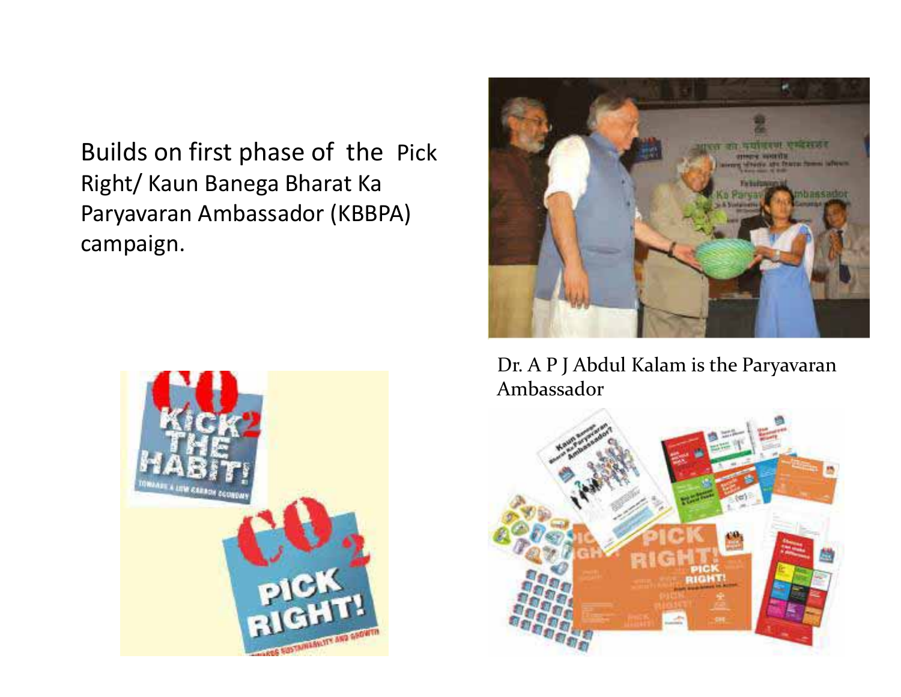Builds on first phase of the Pick Right/ Kaun Banega Bharat Ka Paryavaran Ambassador (KBBPA) campaign.

Dr. A P J Abdul Kalam is the Paryavaran Ambassador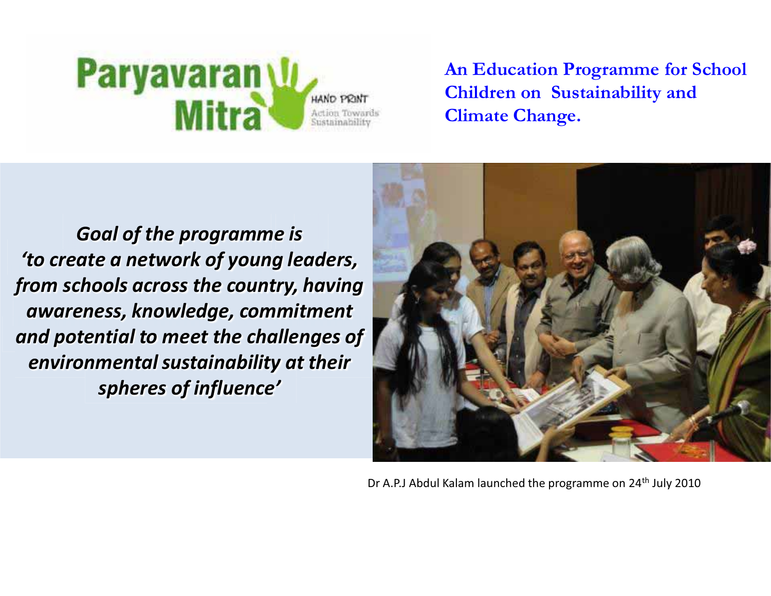Paryavaran Mitra

HAND PRINT
Action Towards Sustainability

**An Education Programme for School Children on Sustainability and Climate Change.**

***Goal of the programme is 'to create a network of young leaders, from schools across the country, having awareness, knowledge, commitment and potential to meet the challenges of environmental sustainability at their spheres of influence'***

Dr A.P.J Abdul Kalam launched the programme on 24th July 2010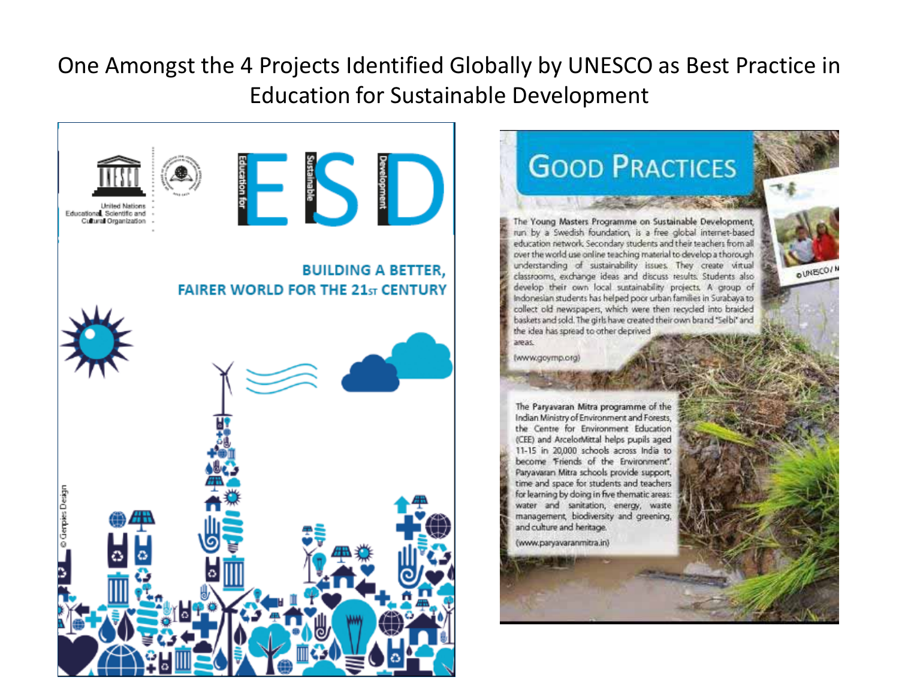# One Amongst the 4 Projects Identified Globally by UNESCO as Best Practice in Education for Sustainable Development

United Nations Educational, Scientific and Cultural Organization

**ESD** — Education for Sustainable Development

**BUILDING A BETTER, FAIRER WORLD FOR THE 21ST CENTURY**

© Genpies Design

## GOOD PRACTICES

The Young Masters Programme on Sustainable Development, run by a Swedish foundation, is a free global internet-based education network. Secondary students and their teachers from all over the world use online teaching material to develop a thorough understanding of sustainability issues. They create virtual classrooms, exchange ideas and discuss results. Students also develop their own local sustainability projects. A group of Indonesian students has helped poor urban families in Surabaya to collect old newspapers, which were then recycled into braided baskets and sold. The girls have created their own brand "Selbi" and the idea has spread to other deprived areas.

(www.goymp.org)

The Paryavaran Mitra programme of the Indian Ministry of Environment and Forests, the Centre for Environment Education (CEE) and ArcelorMittal helps pupils aged 11-15 in 20,000 schools across India to become 'Friends of the Environment'. Paryavaran Mitra schools provide support, time and space for students and teachers for learning by doing in five thematic areas: water and sanitation, energy, waste management, biodiversity and greening, and culture and heritage.

(www.paryavaranmitra.in)

© UNESCO/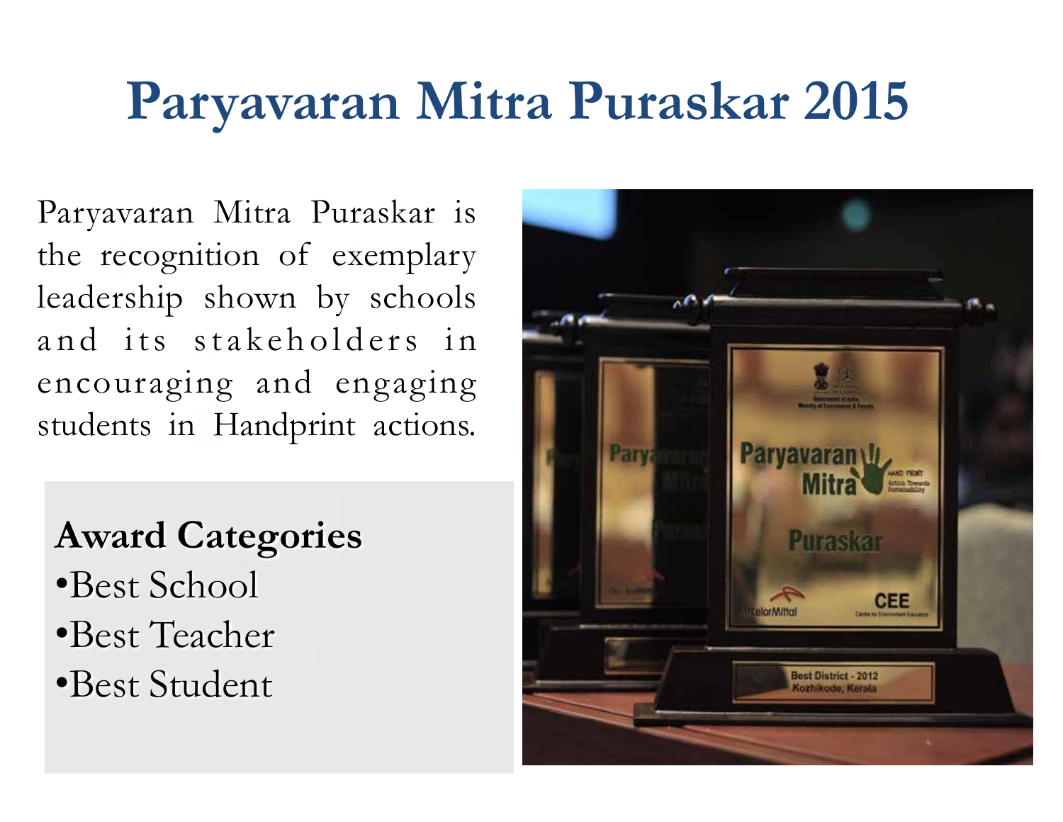# Paryavaran Mitra Puraskar 2015

Paryavaran Mitra Puraskar is the recognition of exemplary leadership shown by schools and its stakeholders in encouraging and engaging students in Handprint actions.

**Award Categories**

- Best School
- Best Teacher
- Best Student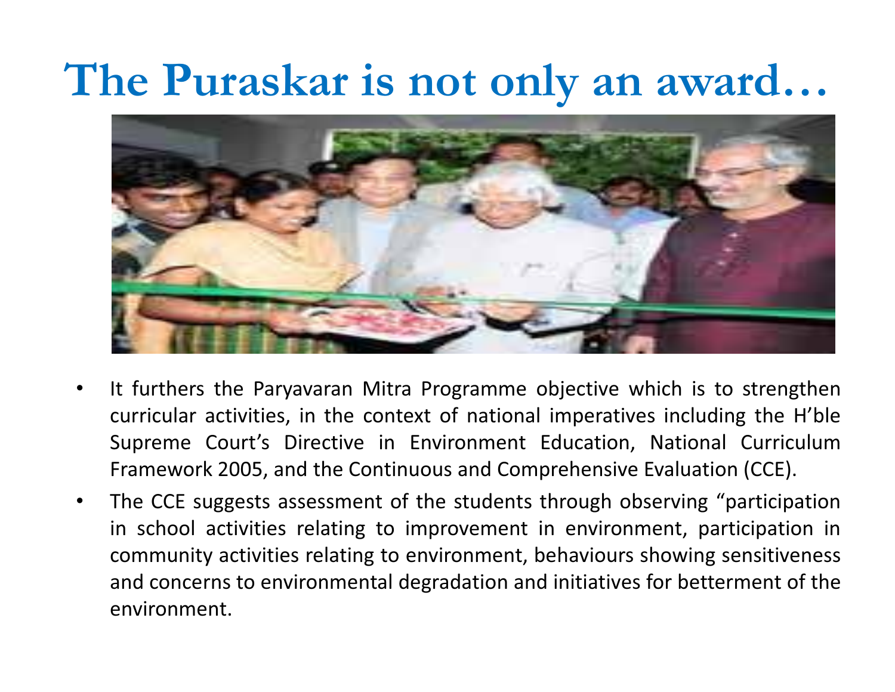# The Puraskar is not only an award…

- It furthers the Paryavaran Mitra Programme objective which is to strengthen curricular activities, in the context of national imperatives including the H'ble Supreme Court's Directive in Environment Education, National Curriculum Framework 2005, and the Continuous and Comprehensive Evaluation (CCE).
- The CCE suggests assessment of the students through observing "participation in school activities relating to improvement in environment, participation in community activities relating to environment, behaviours showing sensitiveness and concerns to environmental degradation and initiatives for betterment of the environment.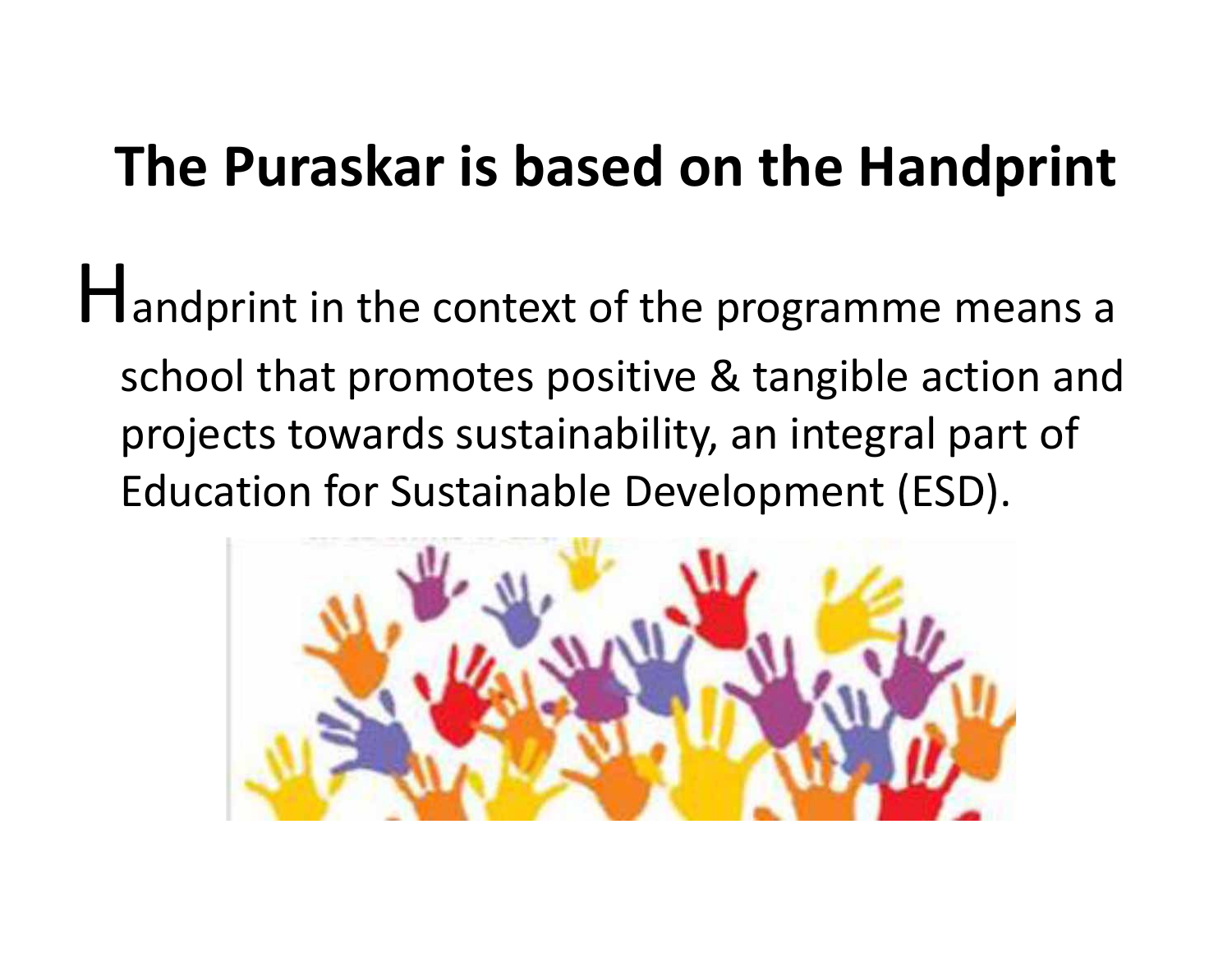# The Puraskar is based on the Handprint

Handprint in the context of the programme means a school that promotes positive & tangible action and projects towards sustainability, an integral part of Education for Sustainable Development (ESD).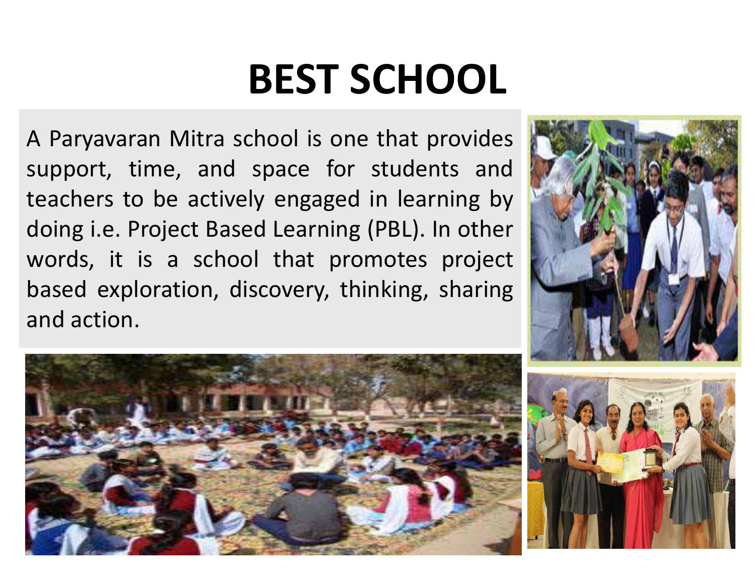# BEST SCHOOL

A Paryavaran Mitra school is one that provides support, time, and space for students and teachers to be actively engaged in learning by doing i.e. Project Based Learning (PBL). In other words, it is a school that promotes project based exploration, discovery, thinking, sharing and action.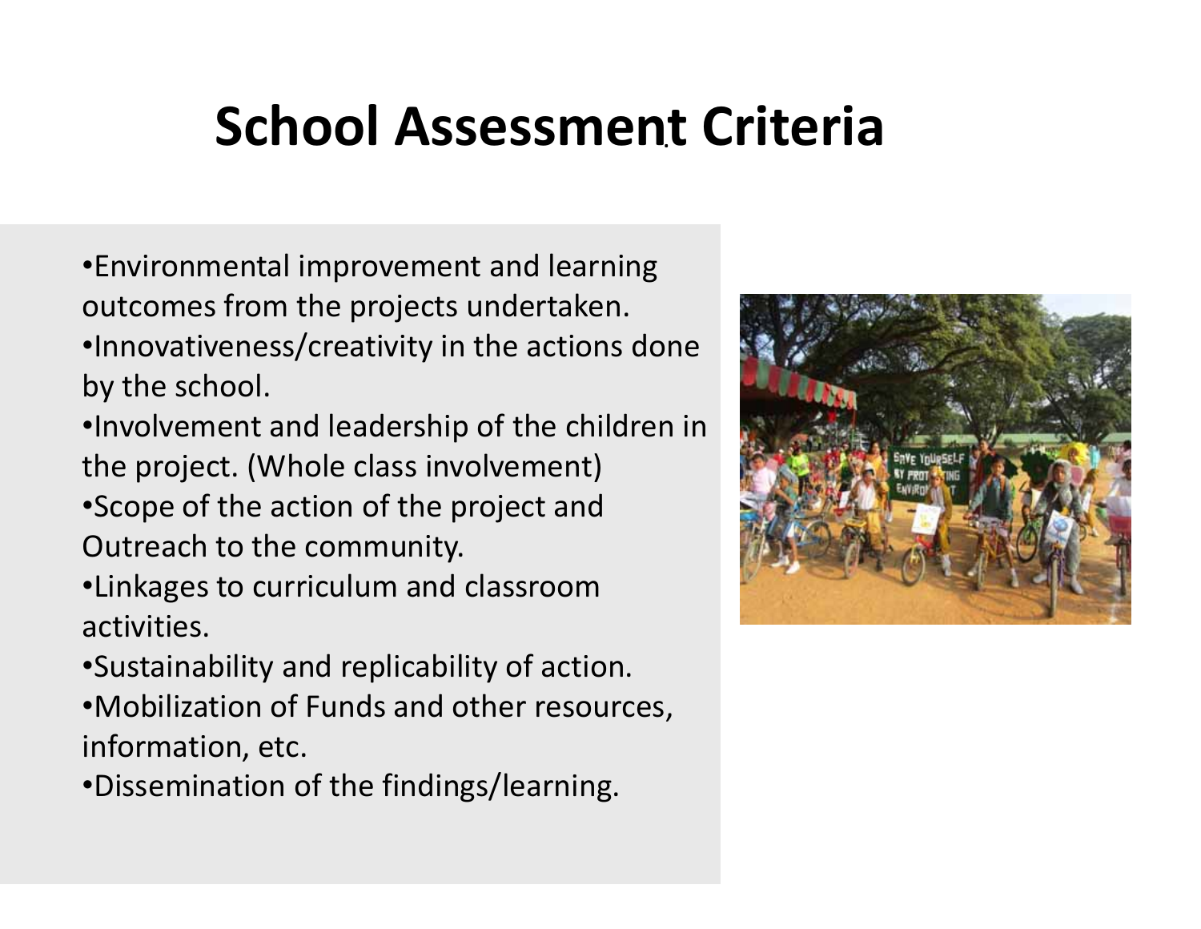# School Assessment Criteria

- Environmental improvement and learning outcomes from the projects undertaken.
- Innovativeness/creativity in the actions done by the school.
- Involvement and leadership of the children in the project. (Whole class involvement)
- Scope of the action of the project and Outreach to the community.
- Linkages to curriculum and classroom activities.
- Sustainability and replicability of action.
- Mobilization of Funds and other resources, information, etc.
- Dissemination of the findings/learning.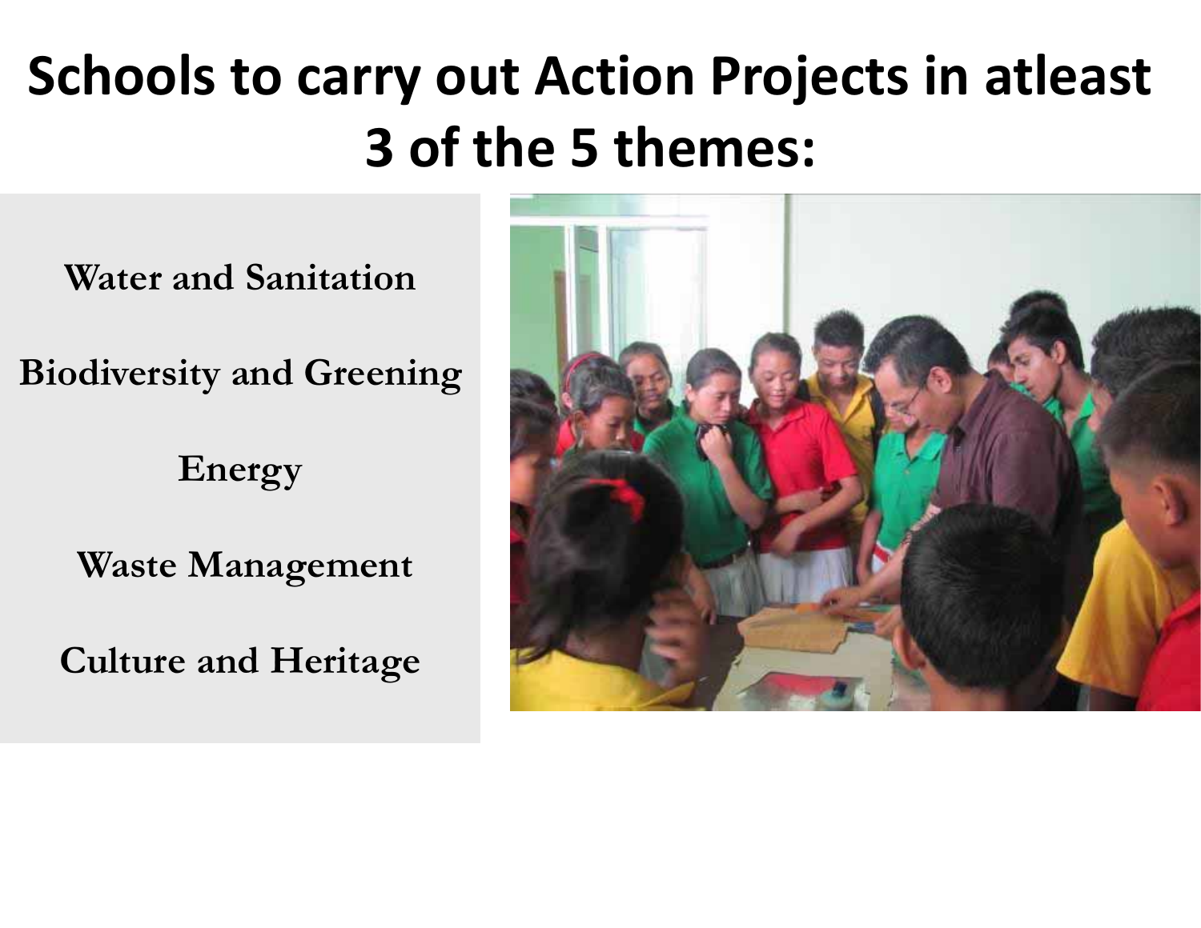# Schools to carry out Action Projects in atleast 3 of the 5 themes:

Water and Sanitation

Biodiversity and Greening

Energy

Waste Management

Culture and Heritage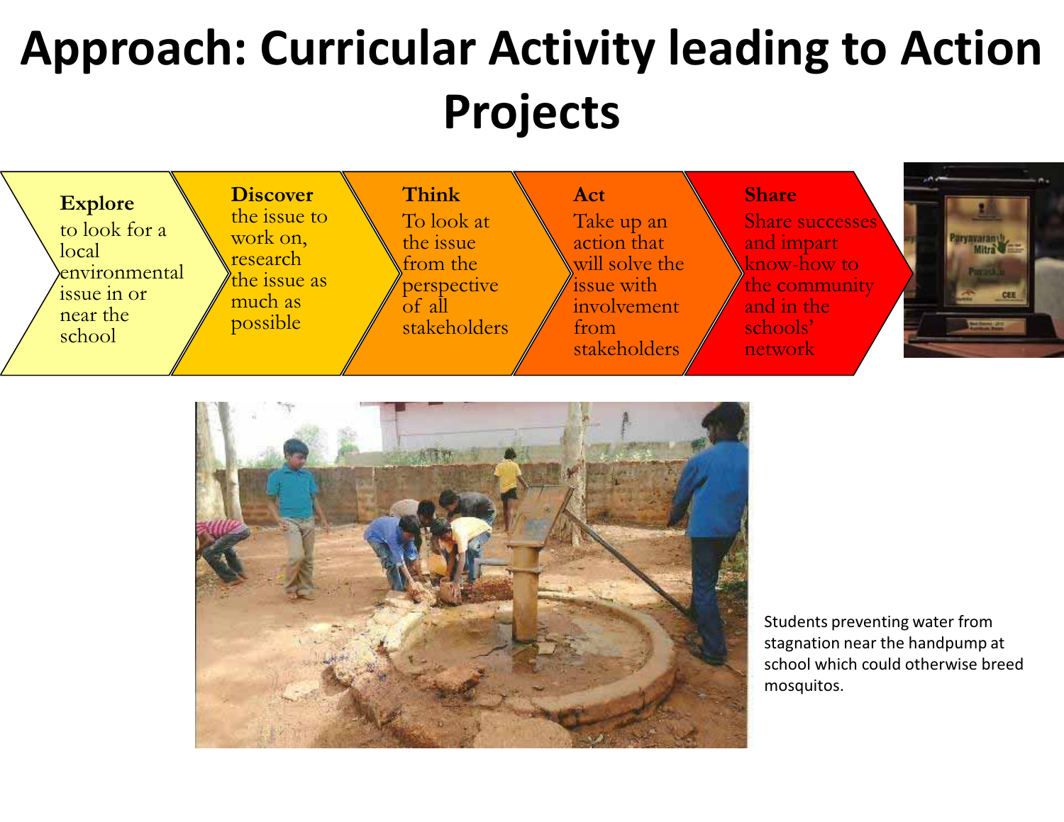# Approach: Curricular Activity leading to Action Projects

- **Explore** to look for a local environmental issue in or near the school
- **Discover** the issue to work on, research the issue as much as possible
- **Think** To look at the issue from the perspective of all stakeholders
- **Act** Take up an action that will solve the issue with involvement from stakeholders
- **Share** Share successes and impart know-how to the community and in the schools' network

Students preventing water from stagnation near the handpump at school which could otherwise breed mosquitos.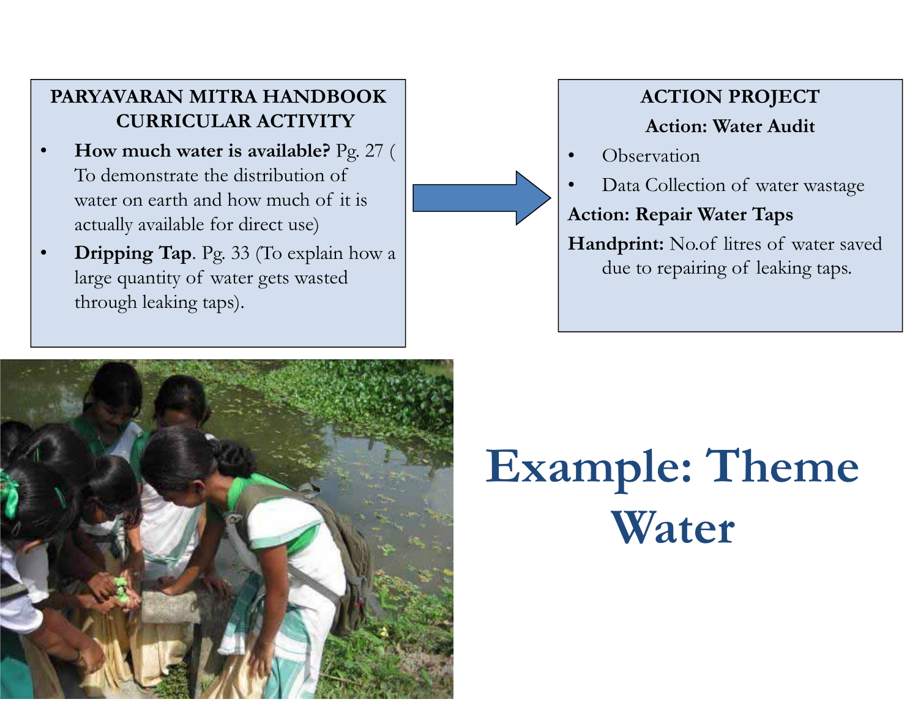**PARYAVARAN MITRA HANDBOOK CURRICULAR ACTIVITY**

- **How much water is available?** Pg. 27 ( To demonstrate the distribution of water on earth and how much of it is actually available for direct use)
- **Dripping Tap**. Pg. 33 (To explain how a large quantity of water gets wasted through leaking taps).

**ACTION PROJECT**

**Action: Water Audit**

- Observation
- Data Collection of water wastage

**Action: Repair Water Taps**

**Handprint:** No.of litres of water saved due to repairing of leaking taps.

# Example: Theme Water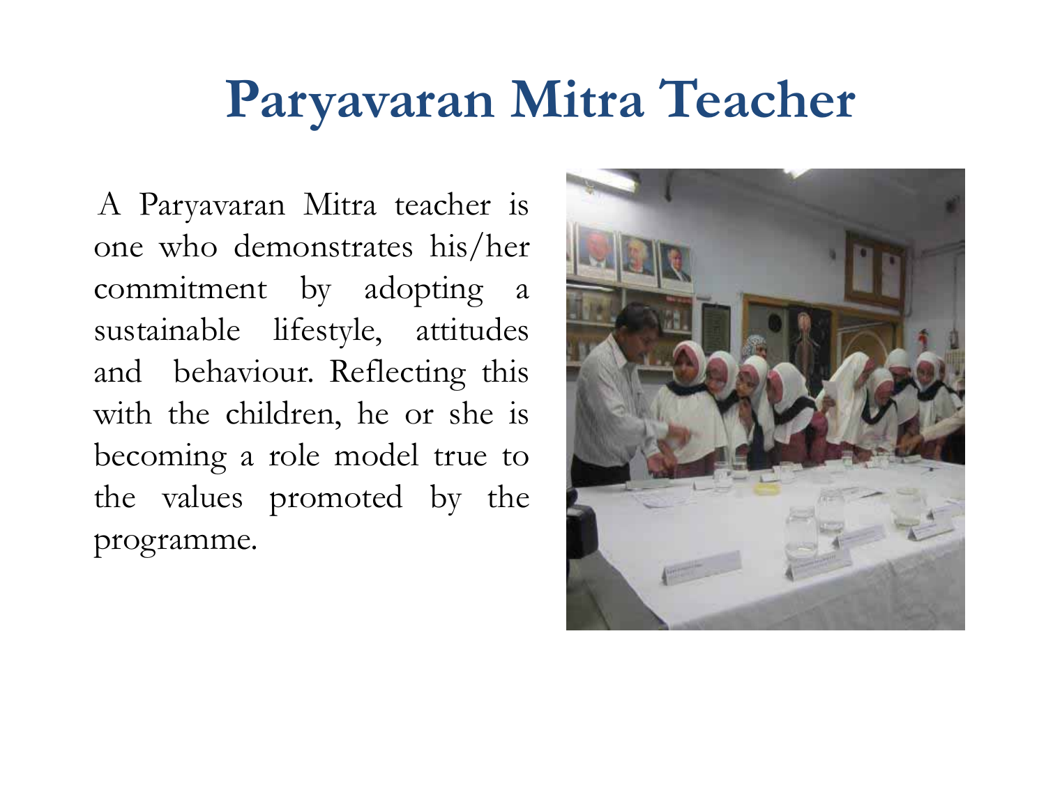# Paryavaran Mitra Teacher

A Paryavaran Mitra teacher is one who demonstrates his/her commitment by adopting a sustainable lifestyle, attitudes and behaviour. Reflecting this with the children, he or she is becoming a role model true to the values promoted by the programme.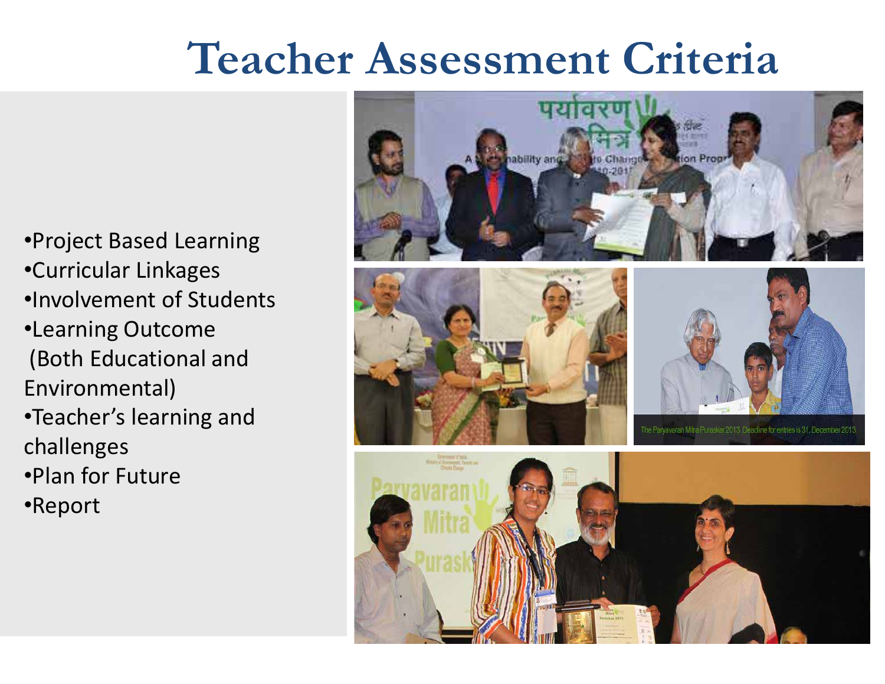# Teacher Assessment Criteria

- Project Based Learning
- Curricular Linkages
- Involvement of Students
- Learning Outcome (Both Educational and Environmental)
- Teacher's learning and challenges
- Plan for Future
- Report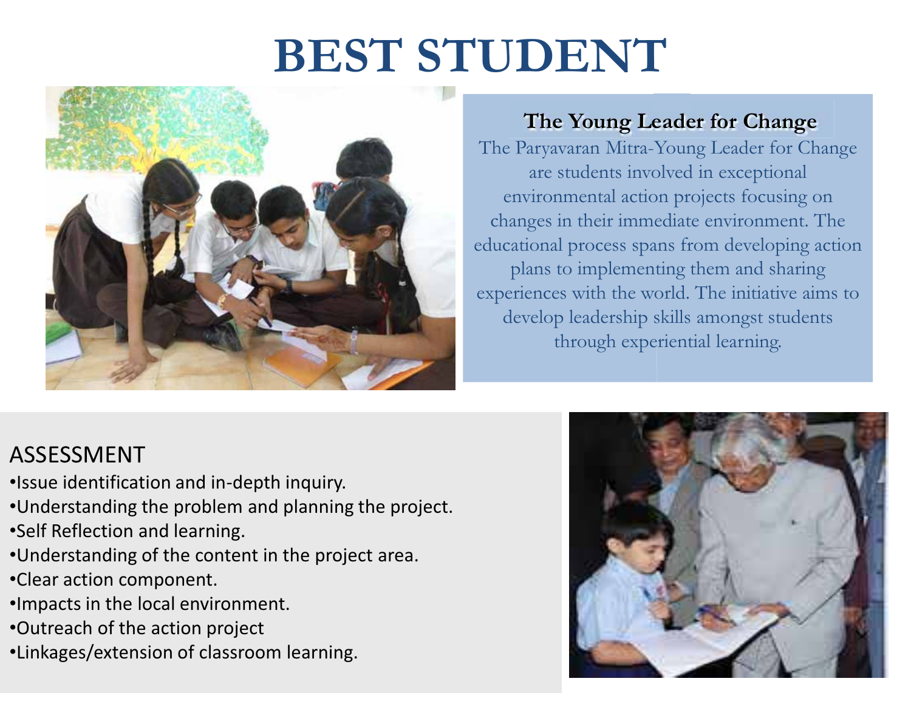# BEST STUDENT

### The Young Leader for Change

The Paryavaran Mitra-Young Leader for Change are students involved in exceptional environmental action projects focusing on changes in their immediate environment. The educational process spans from developing action plans to implementing them and sharing experiences with the world. The initiative aims to develop leadership skills amongst students through experiential learning.

## ASSESSMENT

- Issue identification and in-depth inquiry.
- Understanding the problem and planning the project.
- Self Reflection and learning.
- Understanding of the content in the project area.
- Clear action component.
- Impacts in the local environment.
- Outreach of the action project
- Linkages/extension of classroom learning.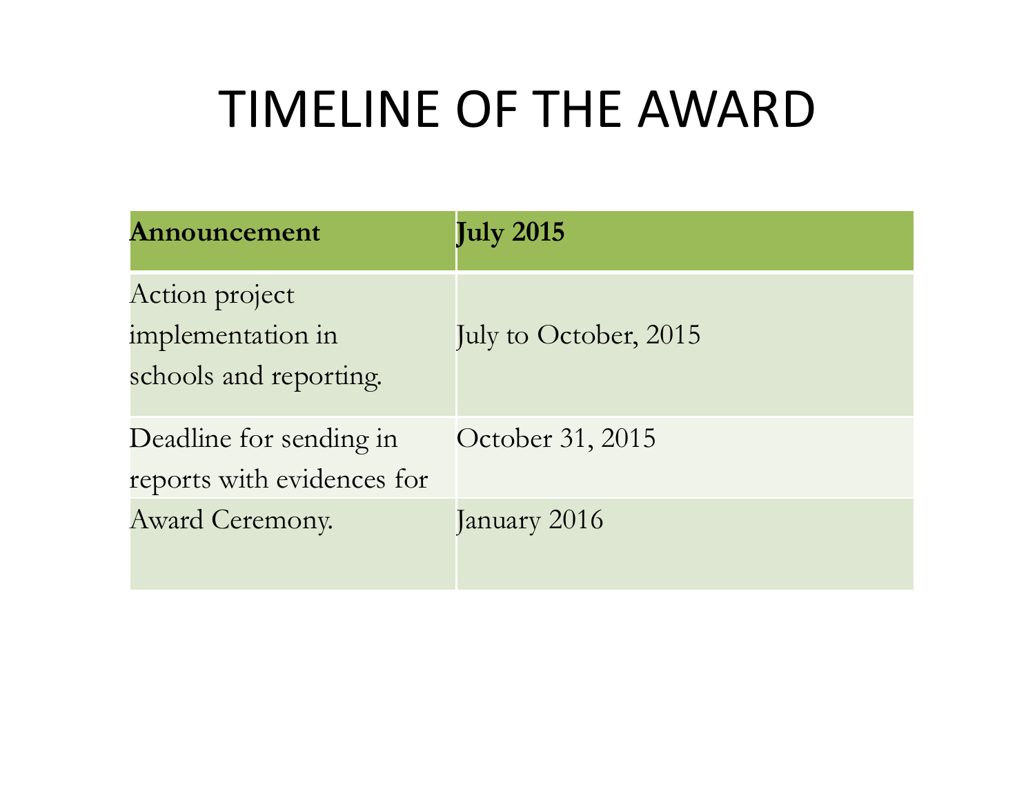# TIMELINE OF THE AWARD

| **Announcement** | **July 2015** |
|---|---|
| Action project implementation in schools and reporting. | July to October, 2015 |
| Deadline for sending in reports with evidences for | October 31, 2015 |
| Award Ceremony. | January 2016 |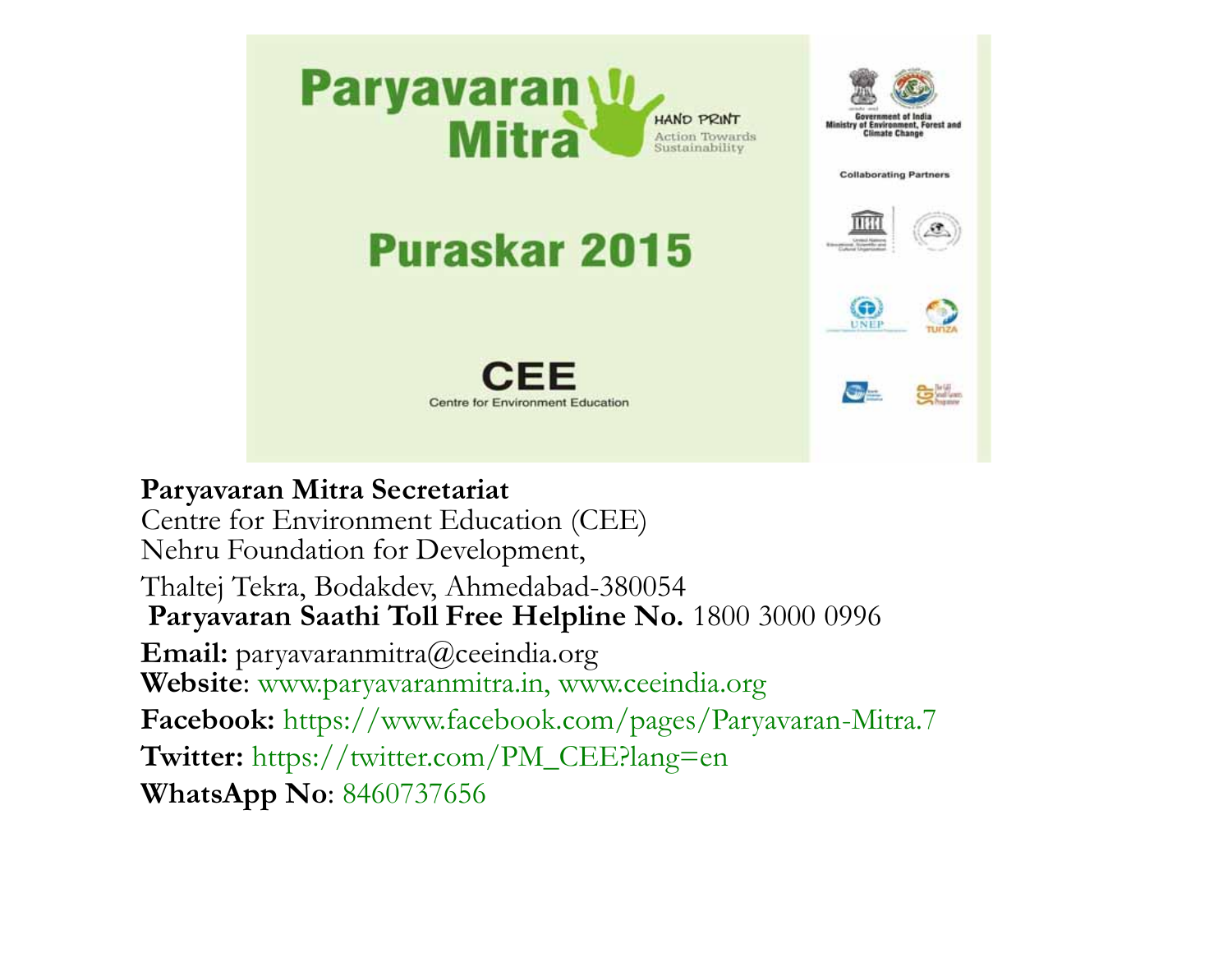Paryavaran Mitra

HAND PRINT
Action Towards Sustainability

Puraskar 2015

CEE
Centre for Environment Education

Government of India
Ministry of Environment, Forest and Climate Change

Collaborating Partners

UNEP

TUNZA

**Paryavaran Mitra Secretariat**
Centre for Environment Education (CEE)
Nehru Foundation for Development,
Thaltej Tekra, Bodakdev, Ahmedabad-380054
**Paryavaran Saathi Toll Free Helpline No.** 1800 3000 0996
**Email:** paryavaranmitra@ceeindia.org
**Website**: www.paryavaranmitra.in, www.ceeindia.org
**Facebook:** https://www.facebook.com/pages/Paryavaran-Mitra.7
**Twitter:** https://twitter.com/PM_CEE?lang=en
**WhatsApp No**: 8460737656